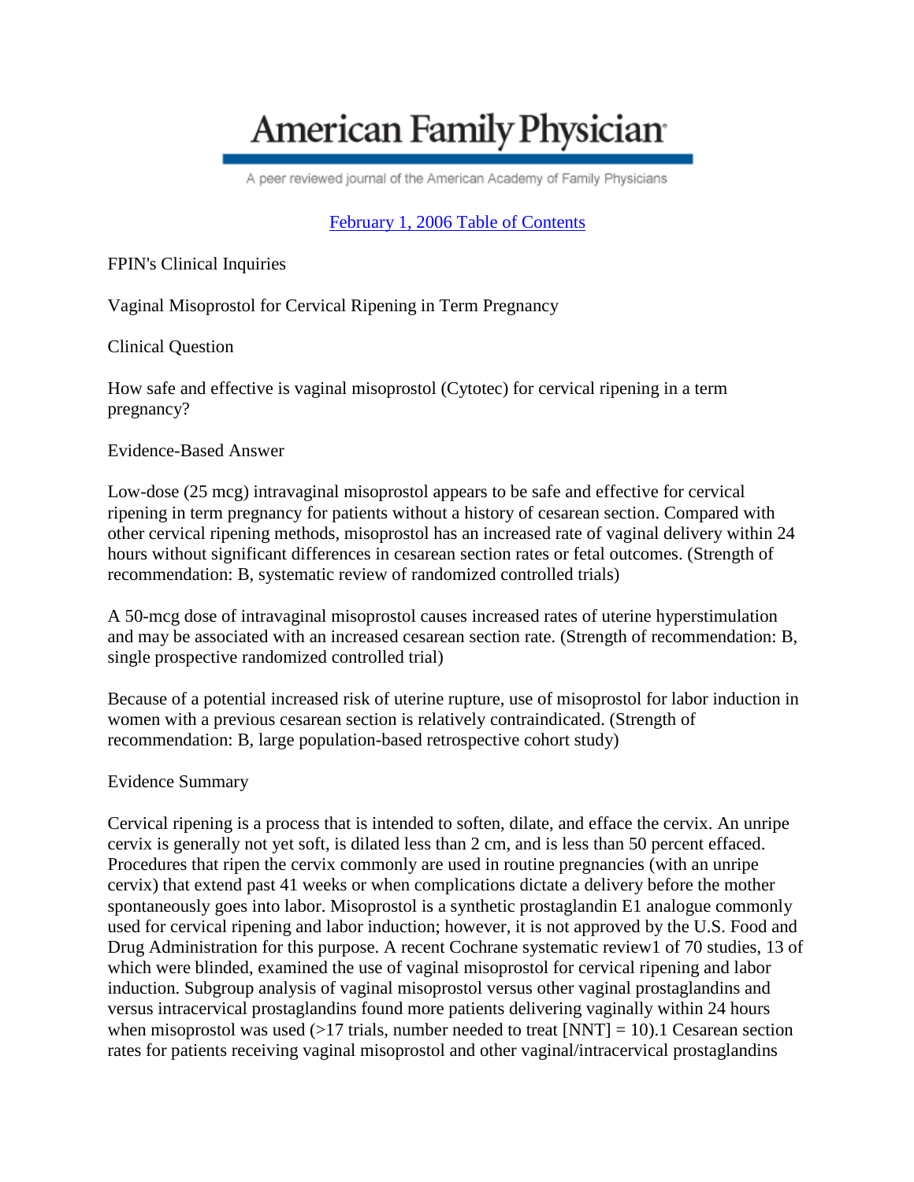# American Family Physician

A peer reviewed journal of the American Academy of Family Physicians

February 1, 2006 Table of Contents

FPIN's Clinical Inquiries

## Vaginal Misoprostol for Cervical Ripening in Term Pregnancy

### Clinical Question

How safe and effective is vaginal misoprostol (Cytotec) for cervical ripening in a term pregnancy?

### Evidence-Based Answer

Low-dose (25 mcg) intravaginal misoprostol appears to be safe and effective for cervical ripening in term pregnancy for patients without a history of cesarean section. Compared with other cervical ripening methods, misoprostol has an increased rate of vaginal delivery within 24 hours without significant differences in cesarean section rates or fetal outcomes. (Strength of recommendation: B, systematic review of randomized controlled trials)

A 50-mcg dose of intravaginal misoprostol causes increased rates of uterine hyperstimulation and may be associated with an increased cesarean section rate. (Strength of recommendation: B, single prospective randomized controlled trial)

Because of a potential increased risk of uterine rupture, use of misoprostol for labor induction in women with a previous cesarean section is relatively contraindicated. (Strength of recommendation: B, large population-based retrospective cohort study)

### Evidence Summary

Cervical ripening is a process that is intended to soften, dilate, and efface the cervix. An unripe cervix is generally not yet soft, is dilated less than 2 cm, and is less than 50 percent effaced. Procedures that ripen the cervix commonly are used in routine pregnancies (with an unripe cervix) that extend past 41 weeks or when complications dictate a delivery before the mother spontaneously goes into labor. Misoprostol is a synthetic prostaglandin E1 analogue commonly used for cervical ripening and labor induction; however, it is not approved by the U.S. Food and Drug Administration for this purpose. A recent Cochrane systematic review[1] of 70 studies, 13 of which were blinded, examined the use of vaginal misoprostol for cervical ripening and labor induction. Subgroup analysis of vaginal misoprostol versus other vaginal prostaglandins and versus intracervical prostaglandins found more patients delivering vaginally within 24 hours when misoprostol was used (>17 trials, number needed to treat [NNT] = 10).[1] Cesarean section rates for patients receiving vaginal misoprostol and other vaginal/intracervical prostaglandins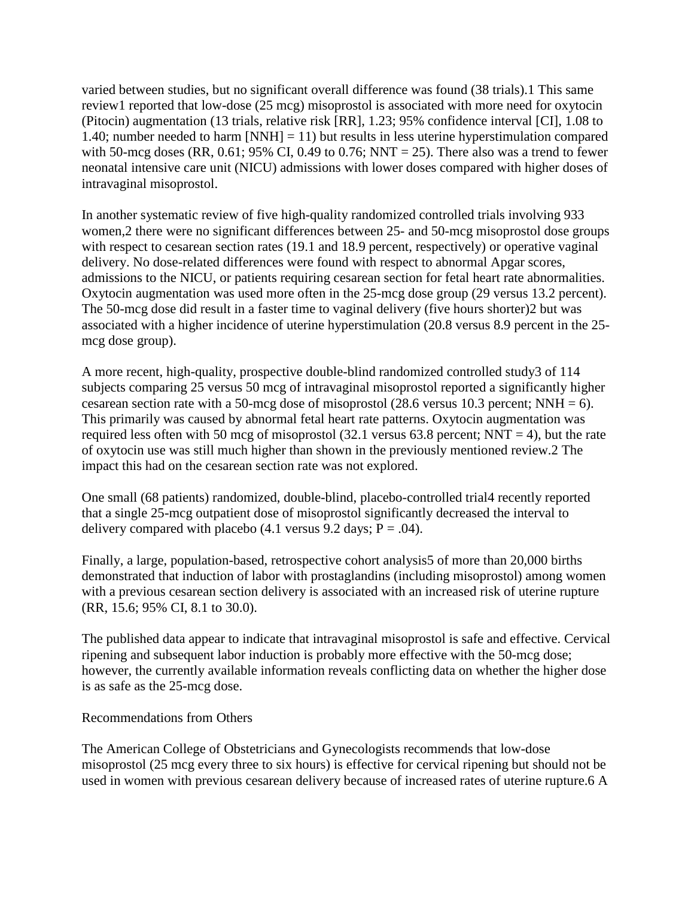varied between studies, but no significant overall difference was found (38 trials).[1] This same review[1] reported that low-dose (25 mcg) misoprostol is associated with more need for oxytocin (Pitocin) augmentation (13 trials, relative risk [RR], 1.23; 95% confidence interval [CI], 1.08 to 1.40; number needed to harm [NNH] = 11) but results in less uterine hyperstimulation compared with 50-mcg doses (RR, 0.61; 95% CI, 0.49 to 0.76; NNT = 25). There also was a trend to fewer neonatal intensive care unit (NICU) admissions with lower doses compared with higher doses of intravaginal misoprostol.

In another systematic review of five high-quality randomized controlled trials involving 933 women,[2] there were no significant differences between 25- and 50-mcg misoprostol dose groups with respect to cesarean section rates (19.1 and 18.9 percent, respectively) or operative vaginal delivery. No dose-related differences were found with respect to abnormal Apgar scores, admissions to the NICU, or patients requiring cesarean section for fetal heart rate abnormalities. Oxytocin augmentation was used more often in the 25-mcg dose group (29 versus 13.2 percent). The 50-mcg dose did result in a faster time to vaginal delivery (five hours shorter)[2] but was associated with a higher incidence of uterine hyperstimulation (20.8 versus 8.9 percent in the 25-mcg dose group).

A more recent, high-quality, prospective double-blind randomized controlled study[3] of 114 subjects comparing 25 versus 50 mcg of intravaginal misoprostol reported a significantly higher cesarean section rate with a 50-mcg dose of misoprostol (28.6 versus 10.3 percent; NNH = 6). This primarily was caused by abnormal fetal heart rate patterns. Oxytocin augmentation was required less often with 50 mcg of misoprostol (32.1 versus 63.8 percent; NNT = 4), but the rate of oxytocin use was still much higher than shown in the previously mentioned review.[2] The impact this had on the cesarean section rate was not explored.

One small (68 patients) randomized, double-blind, placebo-controlled trial[4] recently reported that a single 25-mcg outpatient dose of misoprostol significantly decreased the interval to delivery compared with placebo (4.1 versus 9.2 days; $P = .04$).

Finally, a large, population-based, retrospective cohort analysis[5] of more than 20,000 births demonstrated that induction of labor with prostaglandins (including misoprostol) among women with a previous cesarean section delivery is associated with an increased risk of uterine rupture (RR, 15.6; 95% CI, 8.1 to 30.0).

The published data appear to indicate that intravaginal misoprostol is safe and effective. Cervical ripening and subsequent labor induction is probably more effective with the 50-mcg dose; however, the currently available information reveals conflicting data on whether the higher dose is as safe as the 25-mcg dose.

## Recommendations from Others

The American College of Obstetricians and Gynecologists recommends that low-dose misoprostol (25 mcg every three to six hours) is effective for cervical ripening but should not be used in women with previous cesarean delivery because of increased rates of uterine rupture.[6] A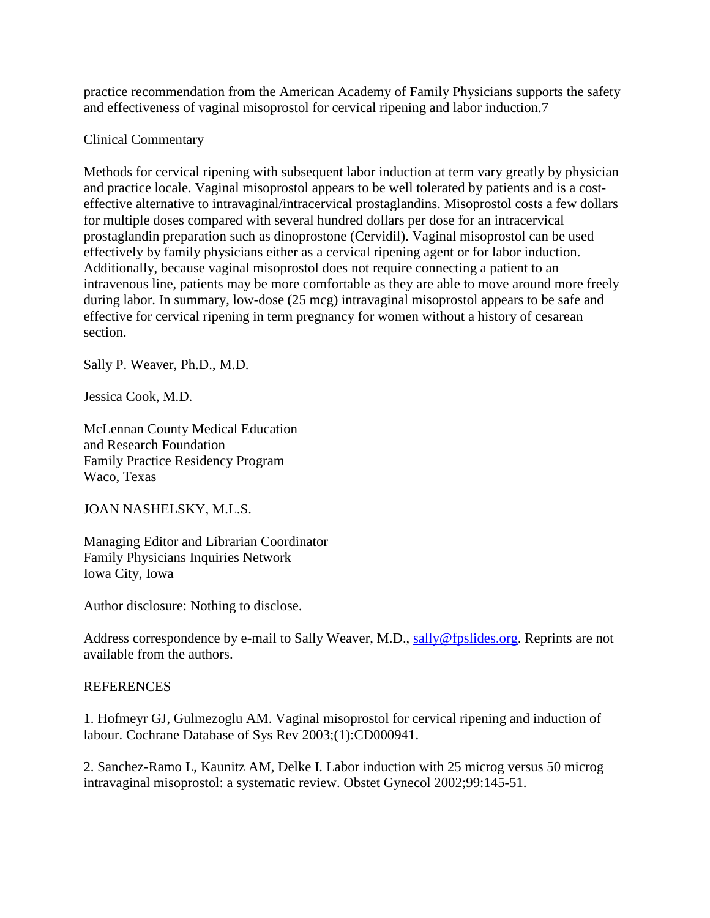practice recommendation from the American Academy of Family Physicians supports the safety and effectiveness of vaginal misoprostol for cervical ripening and labor induction.7

## Clinical Commentary

Methods for cervical ripening with subsequent labor induction at term vary greatly by physician and practice locale. Vaginal misoprostol appears to be well tolerated by patients and is a cost-effective alternative to intravaginal/intracervical prostaglandins. Misoprostol costs a few dollars for multiple doses compared with several hundred dollars per dose for an intracervical prostaglandin preparation such as dinoprostone (Cervidil). Vaginal misoprostol can be used effectively by family physicians either as a cervical ripening agent or for labor induction. Additionally, because vaginal misoprostol does not require connecting a patient to an intravenous line, patients may be more comfortable as they are able to move around more freely during labor. In summary, low-dose (25 mcg) intravaginal misoprostol appears to be safe and effective for cervical ripening in term pregnancy for women without a history of cesarean section.

Sally P. Weaver, Ph.D., M.D.

Jessica Cook, M.D.

McLennan County Medical Education
and Research Foundation
Family Practice Residency Program
Waco, Texas

JOAN NASHELSKY, M.L.S.

Managing Editor and Librarian Coordinator
Family Physicians Inquiries Network
Iowa City, Iowa

Author disclosure: Nothing to disclose.

Address correspondence by e-mail to Sally Weaver, M.D., sally@fpslides.org. Reprints are not available from the authors.

## REFERENCES

1. Hofmeyr GJ, Gulmezoglu AM. Vaginal misoprostol for cervical ripening and induction of labour. Cochrane Database of Sys Rev 2003;(1):CD000941.

2. Sanchez-Ramo L, Kaunitz AM, Delke I. Labor induction with 25 microg versus 50 microg intravaginal misoprostol: a systematic review. Obstet Gynecol 2002;99:145-51.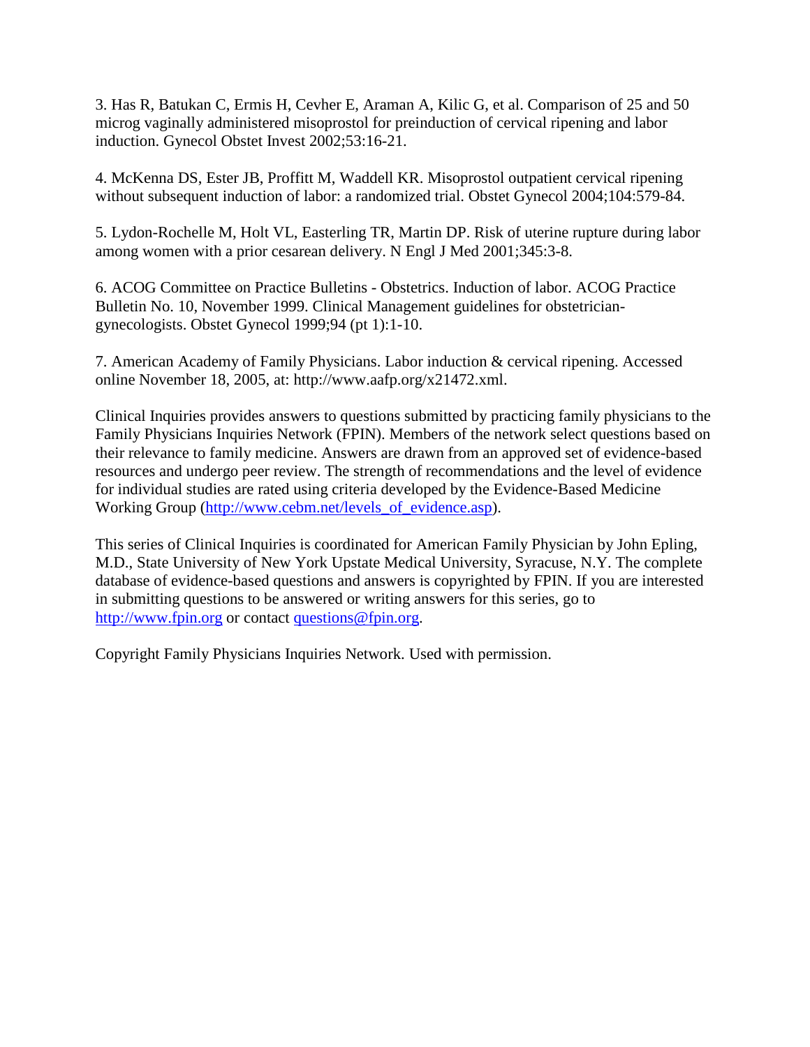3. Has R, Batukan C, Ermis H, Cevher E, Araman A, Kilic G, et al. Comparison of 25 and 50 microg vaginally administered misoprostol for preinduction of cervical ripening and labor induction. Gynecol Obstet Invest 2002;53:16-21.

4. McKenna DS, Ester JB, Proffitt M, Waddell KR. Misoprostol outpatient cervical ripening without subsequent induction of labor: a randomized trial. Obstet Gynecol 2004;104:579-84.

5. Lydon-Rochelle M, Holt VL, Easterling TR, Martin DP. Risk of uterine rupture during labor among women with a prior cesarean delivery. N Engl J Med 2001;345:3-8.

6. ACOG Committee on Practice Bulletins - Obstetrics. Induction of labor. ACOG Practice Bulletin No. 10, November 1999. Clinical Management guidelines for obstetrician-gynecologists. Obstet Gynecol 1999;94 (pt 1):1-10.

7. American Academy of Family Physicians. Labor induction & cervical ripening. Accessed online November 18, 2005, at: http://www.aafp.org/x21472.xml.

Clinical Inquiries provides answers to questions submitted by practicing family physicians to the Family Physicians Inquiries Network (FPIN). Members of the network select questions based on their relevance to family medicine. Answers are drawn from an approved set of evidence-based resources and undergo peer review. The strength of recommendations and the level of evidence for individual studies are rated using criteria developed by the Evidence-Based Medicine Working Group (http://www.cebm.net/levels_of_evidence.asp).

This series of Clinical Inquiries is coordinated for American Family Physician by John Epling, M.D., State University of New York Upstate Medical University, Syracuse, N.Y. The complete database of evidence-based questions and answers is copyrighted by FPIN. If you are interested in submitting questions to be answered or writing answers for this series, go to http://www.fpin.org or contact questions@fpin.org.

Copyright Family Physicians Inquiries Network. Used with permission.